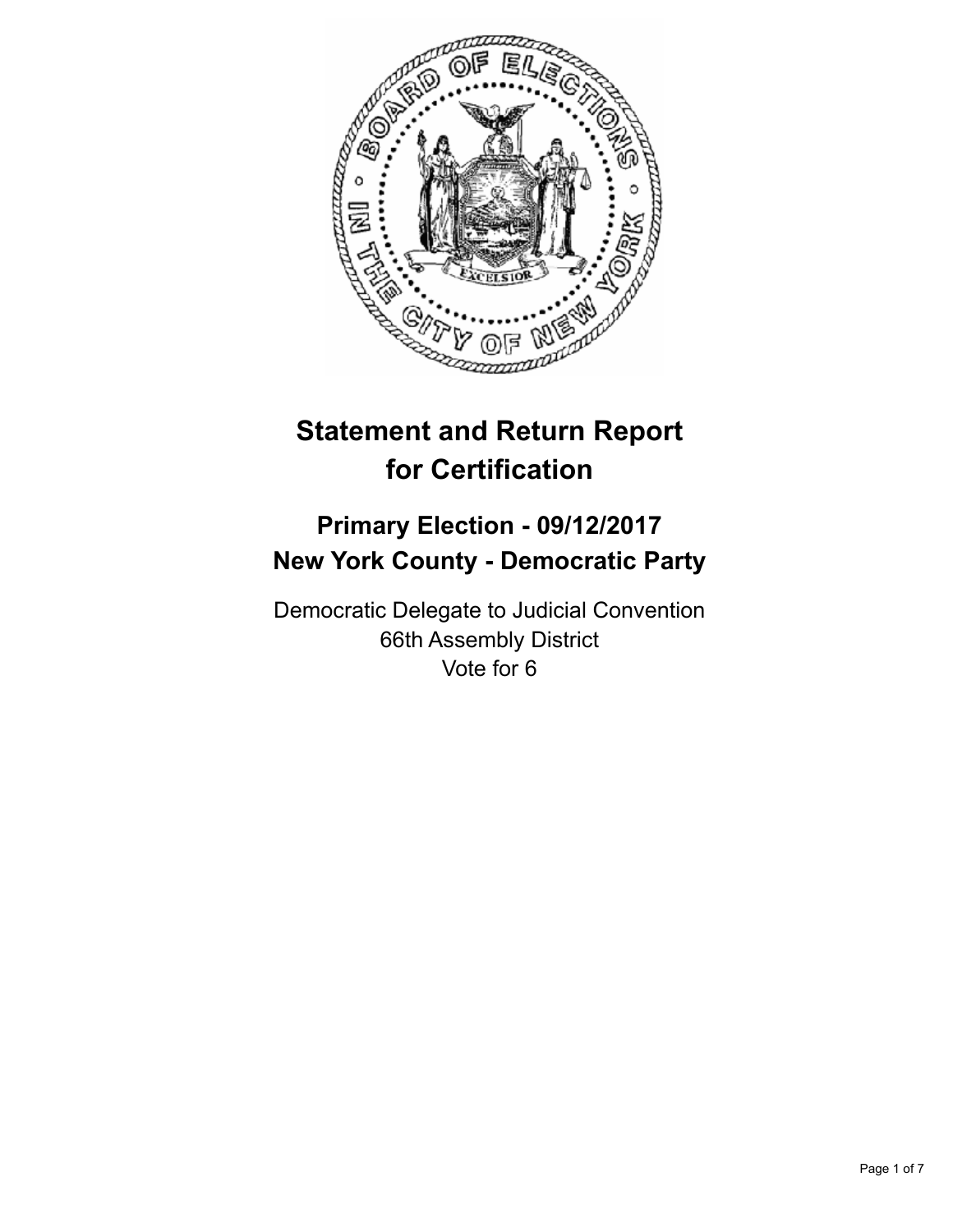# Statement and Return Report for Certification

## Primary Election - 09/12/2017
## New York County - Democratic Party

Democratic Delegate to Judicial Convention
66th Assembly District
Vote for 6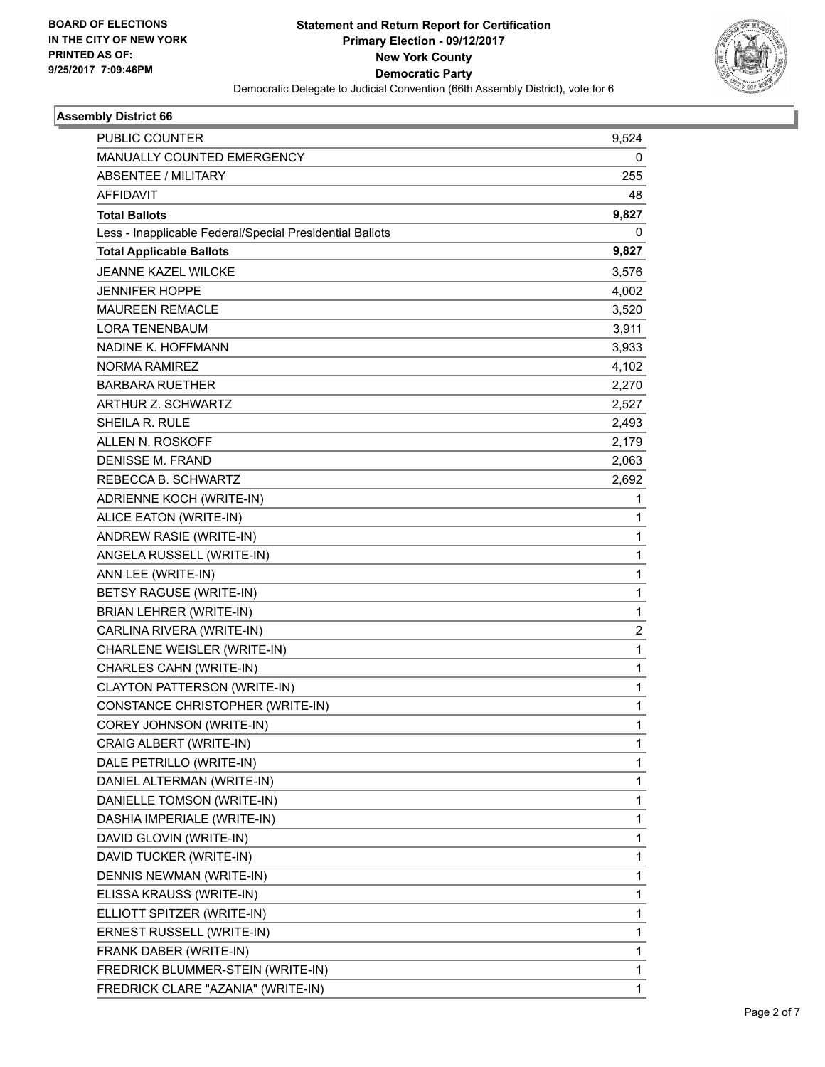**BOARD OF ELECTIONS IN THE CITY OF NEW YORK PRINTED AS OF: 9/25/2017 7:09:46PM**

# Statement and Return Report for Certification
## Primary Election - 09/12/2017
## New York County
## Democratic Party
Democratic Delegate to Judicial Convention (66th Assembly District), vote for 6

### Assembly District 66

| | |
|---|---|
| PUBLIC COUNTER | 9,524 |
| MANUALLY COUNTED EMERGENCY | 0 |
| ABSENTEE / MILITARY | 255 |
| AFFIDAVIT | 48 |
| **Total Ballots** | **9,827** |
| Less - Inapplicable Federal/Special Presidential Ballots | 0 |
| **Total Applicable Ballots** | **9,827** |
| JEANNE KAZEL WILCKE | 3,576 |
| JENNIFER HOPPE | 4,002 |
| MAUREEN REMACLE | 3,520 |
| LORA TENENBAUM | 3,911 |
| NADINE K. HOFFMANN | 3,933 |
| NORMA RAMIREZ | 4,102 |
| BARBARA RUETHER | 2,270 |
| ARTHUR Z. SCHWARTZ | 2,527 |
| SHEILA R. RULE | 2,493 |
| ALLEN N. ROSKOFF | 2,179 |
| DENISSE M. FRAND | 2,063 |
| REBECCA B. SCHWARTZ | 2,692 |
| ADRIENNE KOCH (WRITE-IN) | 1 |
| ALICE EATON (WRITE-IN) | 1 |
| ANDREW RASIE (WRITE-IN) | 1 |
| ANGELA RUSSELL (WRITE-IN) | 1 |
| ANN LEE (WRITE-IN) | 1 |
| BETSY RAGUSE (WRITE-IN) | 1 |
| BRIAN LEHRER (WRITE-IN) | 1 |
| CARLINA RIVERA (WRITE-IN) | 2 |
| CHARLENE WEISLER (WRITE-IN) | 1 |
| CHARLES CAHN (WRITE-IN) | 1 |
| CLAYTON PATTERSON (WRITE-IN) | 1 |
| CONSTANCE CHRISTOPHER (WRITE-IN) | 1 |
| COREY JOHNSON (WRITE-IN) | 1 |
| CRAIG ALBERT (WRITE-IN) | 1 |
| DALE PETRILLO (WRITE-IN) | 1 |
| DANIEL ALTERMAN (WRITE-IN) | 1 |
| DANIELLE TOMSON (WRITE-IN) | 1 |
| DASHIA IMPERIALE (WRITE-IN) | 1 |
| DAVID GLOVIN (WRITE-IN) | 1 |
| DAVID TUCKER (WRITE-IN) | 1 |
| DENNIS NEWMAN (WRITE-IN) | 1 |
| ELISSA KRAUSS (WRITE-IN) | 1 |
| ELLIOTT SPITZER (WRITE-IN) | 1 |
| ERNEST RUSSELL (WRITE-IN) | 1 |
| FRANK DABER (WRITE-IN) | 1 |
| FREDRICK BLUMMER-STEIN (WRITE-IN) | 1 |
| FREDRICK CLARE "AZANIA" (WRITE-IN) | 1 |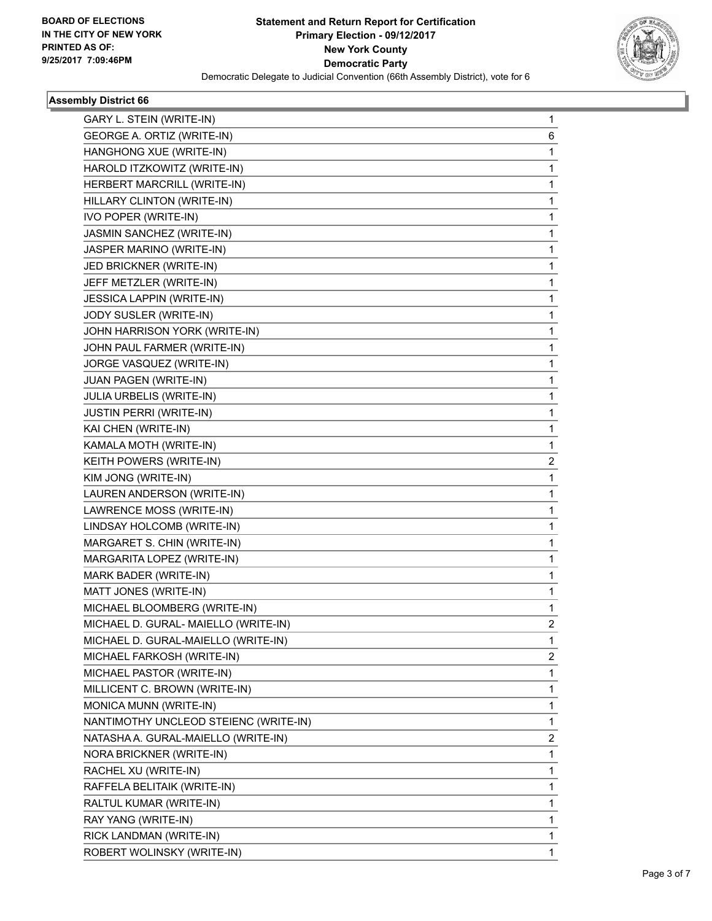**BOARD OF ELECTIONS IN THE CITY OF NEW YORK PRINTED AS OF: 9/25/2017 7:09:46PM**

# Statement and Return Report for Certification
## Primary Election - 09/12/2017
## New York County
## Democratic Party
Democratic Delegate to Judicial Convention (66th Assembly District), vote for 6

### Assembly District 66

| | |
|---|---|
| GARY L. STEIN (WRITE-IN) | 1 |
| GEORGE A. ORTIZ (WRITE-IN) | 6 |
| HANGHONG XUE (WRITE-IN) | 1 |
| HAROLD ITZKOWITZ (WRITE-IN) | 1 |
| HERBERT MARCRILL (WRITE-IN) | 1 |
| HILLARY CLINTON (WRITE-IN) | 1 |
| IVO POPER (WRITE-IN) | 1 |
| JASMIN SANCHEZ (WRITE-IN) | 1 |
| JASPER MARINO (WRITE-IN) | 1 |
| JED BRICKNER (WRITE-IN) | 1 |
| JEFF METZLER (WRITE-IN) | 1 |
| JESSICA LAPPIN (WRITE-IN) | 1 |
| JODY SUSLER (WRITE-IN) | 1 |
| JOHN HARRISON YORK (WRITE-IN) | 1 |
| JOHN PAUL FARMER (WRITE-IN) | 1 |
| JORGE VASQUEZ (WRITE-IN) | 1 |
| JUAN PAGEN (WRITE-IN) | 1 |
| JULIA URBELIS (WRITE-IN) | 1 |
| JUSTIN PERRI (WRITE-IN) | 1 |
| KAI CHEN (WRITE-IN) | 1 |
| KAMALA MOTH (WRITE-IN) | 1 |
| KEITH POWERS (WRITE-IN) | 2 |
| KIM JONG (WRITE-IN) | 1 |
| LAUREN ANDERSON (WRITE-IN) | 1 |
| LAWRENCE MOSS (WRITE-IN) | 1 |
| LINDSAY HOLCOMB (WRITE-IN) | 1 |
| MARGARET S. CHIN (WRITE-IN) | 1 |
| MARGARITA LOPEZ (WRITE-IN) | 1 |
| MARK BADER (WRITE-IN) | 1 |
| MATT JONES (WRITE-IN) | 1 |
| MICHAEL BLOOMBERG (WRITE-IN) | 1 |
| MICHAEL D. GURAL- MAIELLO (WRITE-IN) | 2 |
| MICHAEL D. GURAL-MAIELLO (WRITE-IN) | 1 |
| MICHAEL FARKOSH (WRITE-IN) | 2 |
| MICHAEL PASTOR (WRITE-IN) | 1 |
| MILLICENT C. BROWN (WRITE-IN) | 1 |
| MONICA MUNN (WRITE-IN) | 1 |
| NANTIMOTHY UNCLEOD STEIENC (WRITE-IN) | 1 |
| NATASHA A. GURAL-MAIELLO (WRITE-IN) | 2 |
| NORA BRICKNER (WRITE-IN) | 1 |
| RACHEL XU (WRITE-IN) | 1 |
| RAFFELA BELITAIK (WRITE-IN) | 1 |
| RALTUL KUMAR (WRITE-IN) | 1 |
| RAY YANG (WRITE-IN) | 1 |
| RICK LANDMAN (WRITE-IN) | 1 |
| ROBERT WOLINSKY (WRITE-IN) | 1 |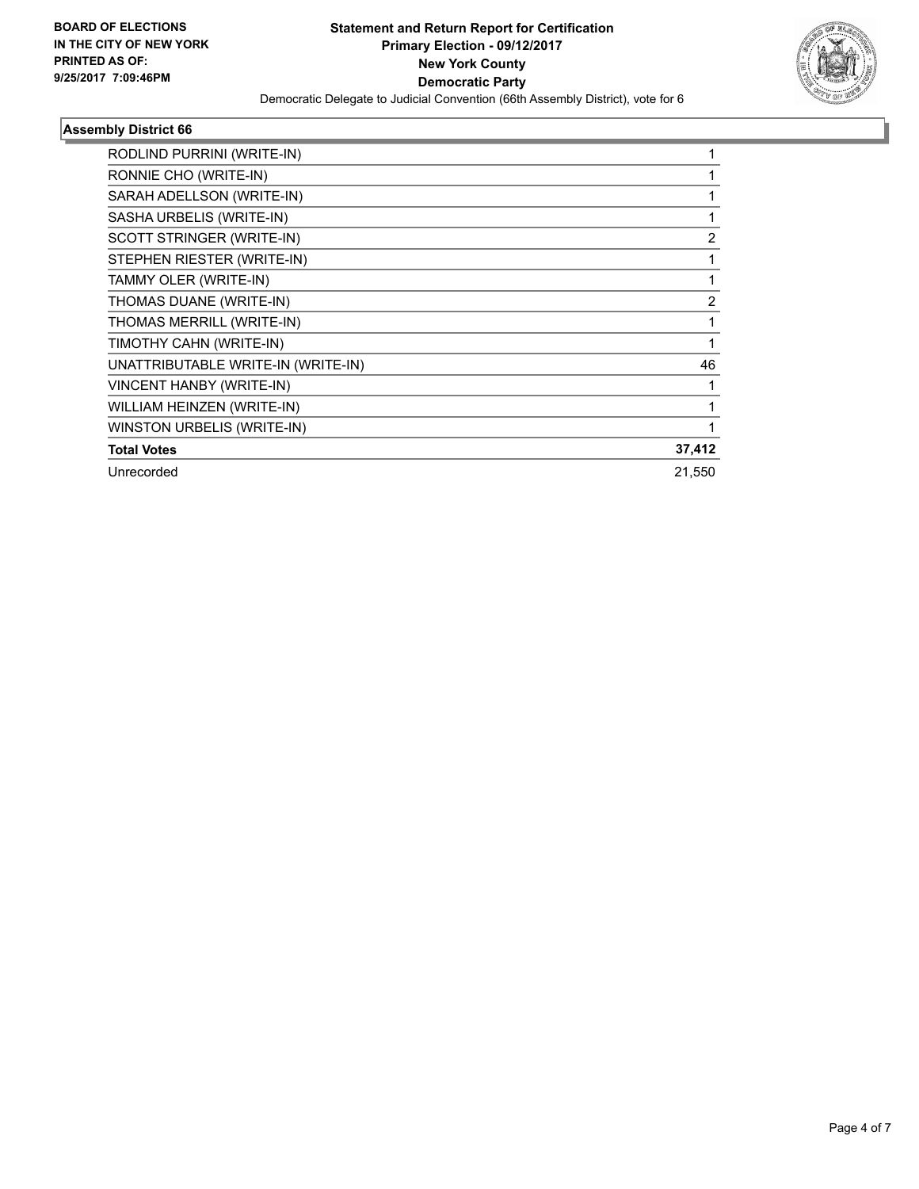**BOARD OF ELECTIONS IN THE CITY OF NEW YORK PRINTED AS OF: 9/25/2017 7:09:46PM**

**Statement and Return Report for Certification**
**Primary Election - 09/12/2017**
**New York County**
**Democratic Party**
Democratic Delegate to Judicial Convention (66th Assembly District), vote for 6

### Assembly District 66

| | |
|---|---|
| RODLIND PURRINI (WRITE-IN) | 1 |
| RONNIE CHO (WRITE-IN) | 1 |
| SARAH ADELLSON (WRITE-IN) | 1 |
| SASHA URBELIS (WRITE-IN) | 1 |
| SCOTT STRINGER (WRITE-IN) | 2 |
| STEPHEN RIESTER (WRITE-IN) | 1 |
| TAMMY OLER (WRITE-IN) | 1 |
| THOMAS DUANE (WRITE-IN) | 2 |
| THOMAS MERRILL (WRITE-IN) | 1 |
| TIMOTHY CAHN (WRITE-IN) | 1 |
| UNATTRIBUTABLE WRITE-IN (WRITE-IN) | 46 |
| VINCENT HANBY (WRITE-IN) | 1 |
| WILLIAM HEINZEN (WRITE-IN) | 1 |
| WINSTON URBELIS (WRITE-IN) | 1 |
| **Total Votes** | **37,412** |
| Unrecorded | 21,550 |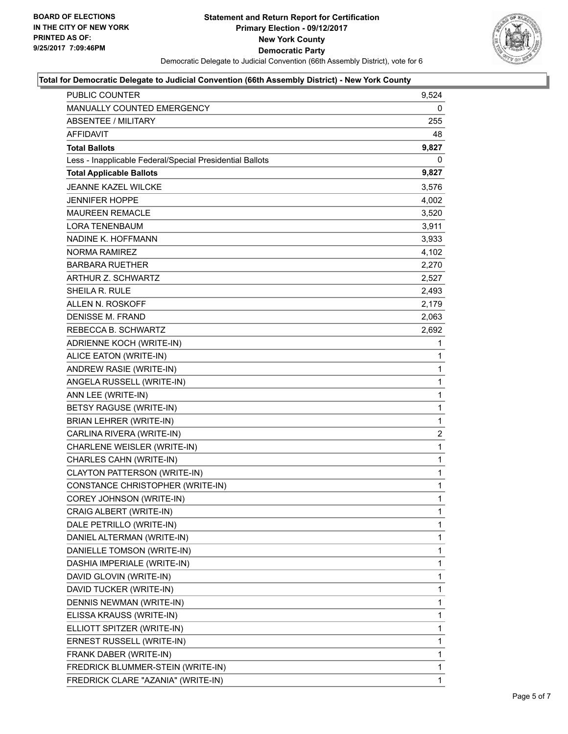**BOARD OF ELECTIONS**
**IN THE CITY OF NEW YORK**
**PRINTED AS OF:**
**9/25/2017 7:09:46PM**

# Statement and Return Report for Certification
## Primary Election - 09/12/2017
## New York County
## Democratic Party

Democratic Delegate to Judicial Convention (66th Assembly District), vote for 6

### Total for Democratic Delegate to Judicial Convention (66th Assembly District) - New York County

| | |
|---|---|
| PUBLIC COUNTER | 9,524 |
| MANUALLY COUNTED EMERGENCY | 0 |
| ABSENTEE / MILITARY | 255 |
| AFFIDAVIT | 48 |
| **Total Ballots** | **9,827** |
| Less - Inapplicable Federal/Special Presidential Ballots | 0 |
| **Total Applicable Ballots** | **9,827** |
| JEANNE KAZEL WILCKE | 3,576 |
| JENNIFER HOPPE | 4,002 |
| MAUREEN REMACLE | 3,520 |
| LORA TENENBAUM | 3,911 |
| NADINE K. HOFFMANN | 3,933 |
| NORMA RAMIREZ | 4,102 |
| BARBARA RUETHER | 2,270 |
| ARTHUR Z. SCHWARTZ | 2,527 |
| SHEILA R. RULE | 2,493 |
| ALLEN N. ROSKOFF | 2,179 |
| DENISSE M. FRAND | 2,063 |
| REBECCA B. SCHWARTZ | 2,692 |
| ADRIENNE KOCH (WRITE-IN) | 1 |
| ALICE EATON (WRITE-IN) | 1 |
| ANDREW RASIE (WRITE-IN) | 1 |
| ANGELA RUSSELL (WRITE-IN) | 1 |
| ANN LEE (WRITE-IN) | 1 |
| BETSY RAGUSE (WRITE-IN) | 1 |
| BRIAN LEHRER (WRITE-IN) | 1 |
| CARLINA RIVERA (WRITE-IN) | 2 |
| CHARLENE WEISLER (WRITE-IN) | 1 |
| CHARLES CAHN (WRITE-IN) | 1 |
| CLAYTON PATTERSON (WRITE-IN) | 1 |
| CONSTANCE CHRISTOPHER (WRITE-IN) | 1 |
| COREY JOHNSON (WRITE-IN) | 1 |
| CRAIG ALBERT (WRITE-IN) | 1 |
| DALE PETRILLO (WRITE-IN) | 1 |
| DANIEL ALTERMAN (WRITE-IN) | 1 |
| DANIELLE TOMSON (WRITE-IN) | 1 |
| DASHIA IMPERIALE (WRITE-IN) | 1 |
| DAVID GLOVIN (WRITE-IN) | 1 |
| DAVID TUCKER (WRITE-IN) | 1 |
| DENNIS NEWMAN (WRITE-IN) | 1 |
| ELISSA KRAUSS (WRITE-IN) | 1 |
| ELLIOTT SPITZER (WRITE-IN) | 1 |
| ERNEST RUSSELL (WRITE-IN) | 1 |
| FRANK DABER (WRITE-IN) | 1 |
| FREDRICK BLUMMER-STEIN (WRITE-IN) | 1 |
| FREDRICK CLARE "AZANIA" (WRITE-IN) | 1 |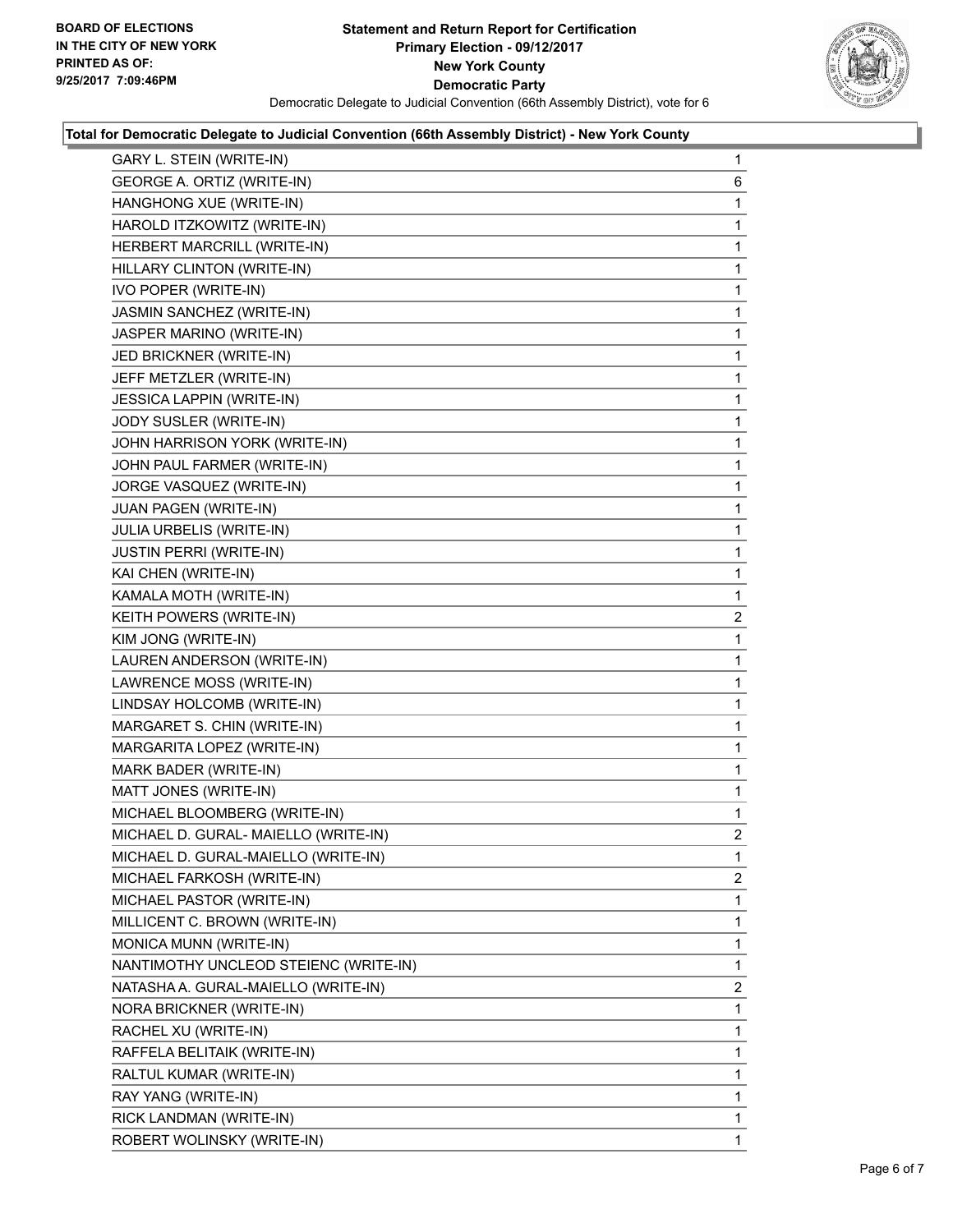**BOARD OF ELECTIONS**
**IN THE CITY OF NEW YORK**
**PRINTED AS OF:**
**9/25/2017 7:09:46PM**

# Statement and Return Report for Certification
## Primary Election - 09/12/2017
## New York County
## Democratic Party

Democratic Delegate to Judicial Convention (66th Assembly District), vote for 6

### Total for Democratic Delegate to Judicial Convention (66th Assembly District) - New York County

| Candidate | Votes |
|---|---|
| GARY L. STEIN (WRITE-IN) | 1 |
| GEORGE A. ORTIZ (WRITE-IN) | 6 |
| HANGHONG XUE (WRITE-IN) | 1 |
| HAROLD ITZKOWITZ (WRITE-IN) | 1 |
| HERBERT MARCRILL (WRITE-IN) | 1 |
| HILLARY CLINTON (WRITE-IN) | 1 |
| IVO POPER (WRITE-IN) | 1 |
| JASMIN SANCHEZ (WRITE-IN) | 1 |
| JASPER MARINO (WRITE-IN) | 1 |
| JED BRICKNER (WRITE-IN) | 1 |
| JEFF METZLER (WRITE-IN) | 1 |
| JESSICA LAPPIN (WRITE-IN) | 1 |
| JODY SUSLER (WRITE-IN) | 1 |
| JOHN HARRISON YORK (WRITE-IN) | 1 |
| JOHN PAUL FARMER (WRITE-IN) | 1 |
| JORGE VASQUEZ (WRITE-IN) | 1 |
| JUAN PAGEN (WRITE-IN) | 1 |
| JULIA URBELIS (WRITE-IN) | 1 |
| JUSTIN PERRI (WRITE-IN) | 1 |
| KAI CHEN (WRITE-IN) | 1 |
| KAMALA MOTH (WRITE-IN) | 1 |
| KEITH POWERS (WRITE-IN) | 2 |
| KIM JONG (WRITE-IN) | 1 |
| LAUREN ANDERSON (WRITE-IN) | 1 |
| LAWRENCE MOSS (WRITE-IN) | 1 |
| LINDSAY HOLCOMB (WRITE-IN) | 1 |
| MARGARET S. CHIN (WRITE-IN) | 1 |
| MARGARITA LOPEZ (WRITE-IN) | 1 |
| MARK BADER (WRITE-IN) | 1 |
| MATT JONES (WRITE-IN) | 1 |
| MICHAEL BLOOMBERG (WRITE-IN) | 1 |
| MICHAEL D. GURAL- MAIELLO (WRITE-IN) | 2 |
| MICHAEL D. GURAL-MAIELLO (WRITE-IN) | 1 |
| MICHAEL FARKOSH (WRITE-IN) | 2 |
| MICHAEL PASTOR (WRITE-IN) | 1 |
| MILLICENT C. BROWN (WRITE-IN) | 1 |
| MONICA MUNN (WRITE-IN) | 1 |
| NANTIMOTHY UNCLEOD STEIENC (WRITE-IN) | 1 |
| NATASHA A. GURAL-MAIELLO (WRITE-IN) | 2 |
| NORA BRICKNER (WRITE-IN) | 1 |
| RACHEL XU (WRITE-IN) | 1 |
| RAFFELA BELITAIK (WRITE-IN) | 1 |
| RALTUL KUMAR (WRITE-IN) | 1 |
| RAY YANG (WRITE-IN) | 1 |
| RICK LANDMAN (WRITE-IN) | 1 |
| ROBERT WOLINSKY (WRITE-IN) | 1 |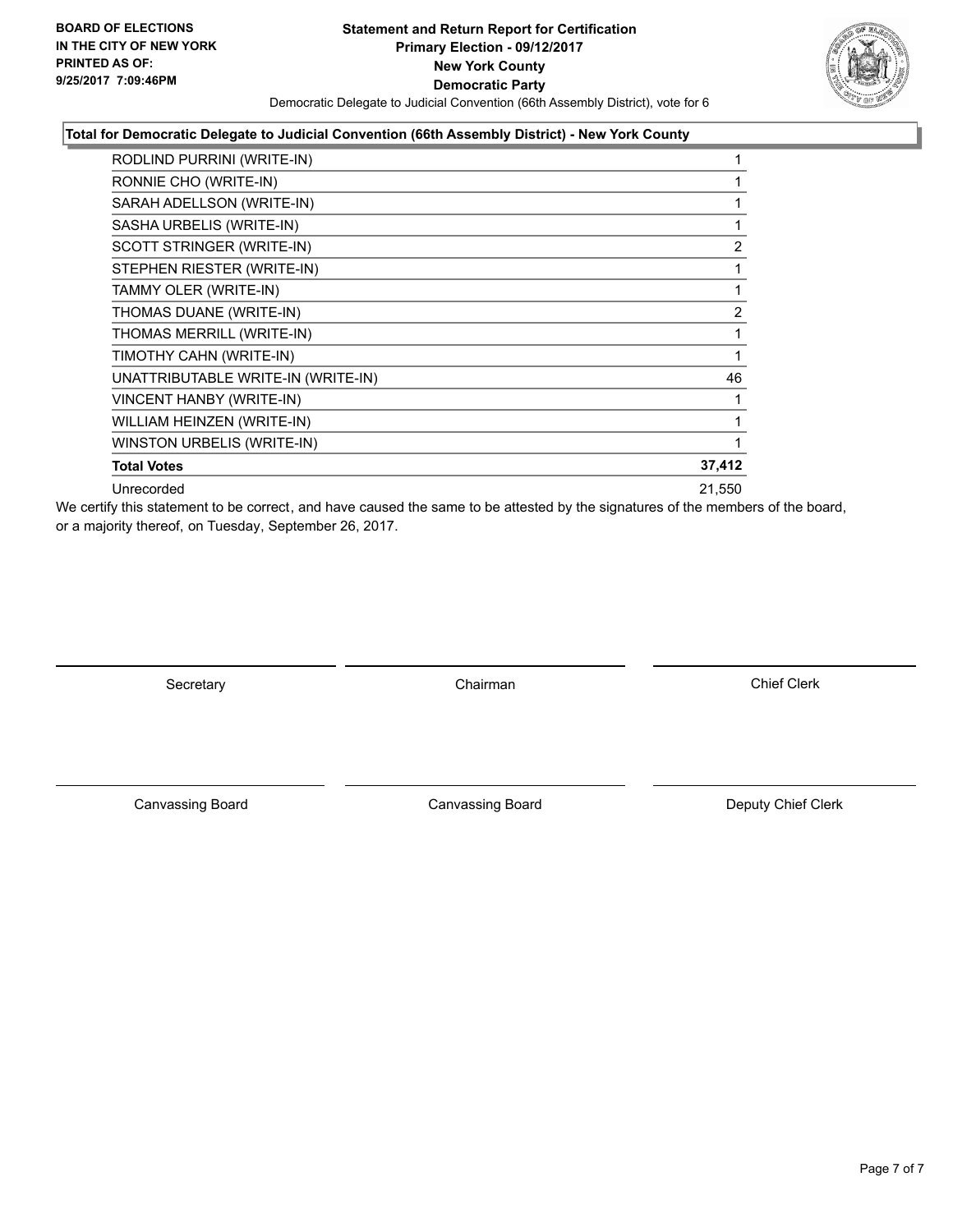BOARD OF ELECTIONS
IN THE CITY OF NEW YORK
PRINTED AS OF:
9/25/2017 7:09:46PM

**Statement and Return Report for Certification**
**Primary Election - 09/12/2017**
**New York County**
**Democratic Party**
Democratic Delegate to Judicial Convention (66th Assembly District), vote for 6

**Total for Democratic Delegate to Judicial Convention (66th Assembly District) - New York County**

| | |
|---|---|
| RODLIND PURRINI (WRITE-IN) | 1 |
| RONNIE CHO (WRITE-IN) | 1 |
| SARAH ADELLSON (WRITE-IN) | 1 |
| SASHA URBELIS (WRITE-IN) | 1 |
| SCOTT STRINGER (WRITE-IN) | 2 |
| STEPHEN RIESTER (WRITE-IN) | 1 |
| TAMMY OLER (WRITE-IN) | 1 |
| THOMAS DUANE (WRITE-IN) | 2 |
| THOMAS MERRILL (WRITE-IN) | 1 |
| TIMOTHY CAHN (WRITE-IN) | 1 |
| UNATTRIBUTABLE WRITE-IN (WRITE-IN) | 46 |
| VINCENT HANBY (WRITE-IN) | 1 |
| WILLIAM HEINZEN (WRITE-IN) | 1 |
| WINSTON URBELIS (WRITE-IN) | 1 |
| **Total Votes** | **37,412** |
| Unrecorded | 21,550 |

We certify this statement to be correct, and have caused the same to be attested by the signatures of the members of the board, or a majority thereof, on Tuesday, September 26, 2017.

Secretary    Chairman    Chief Clerk

Canvassing Board    Canvassing Board    Deputy Chief Clerk